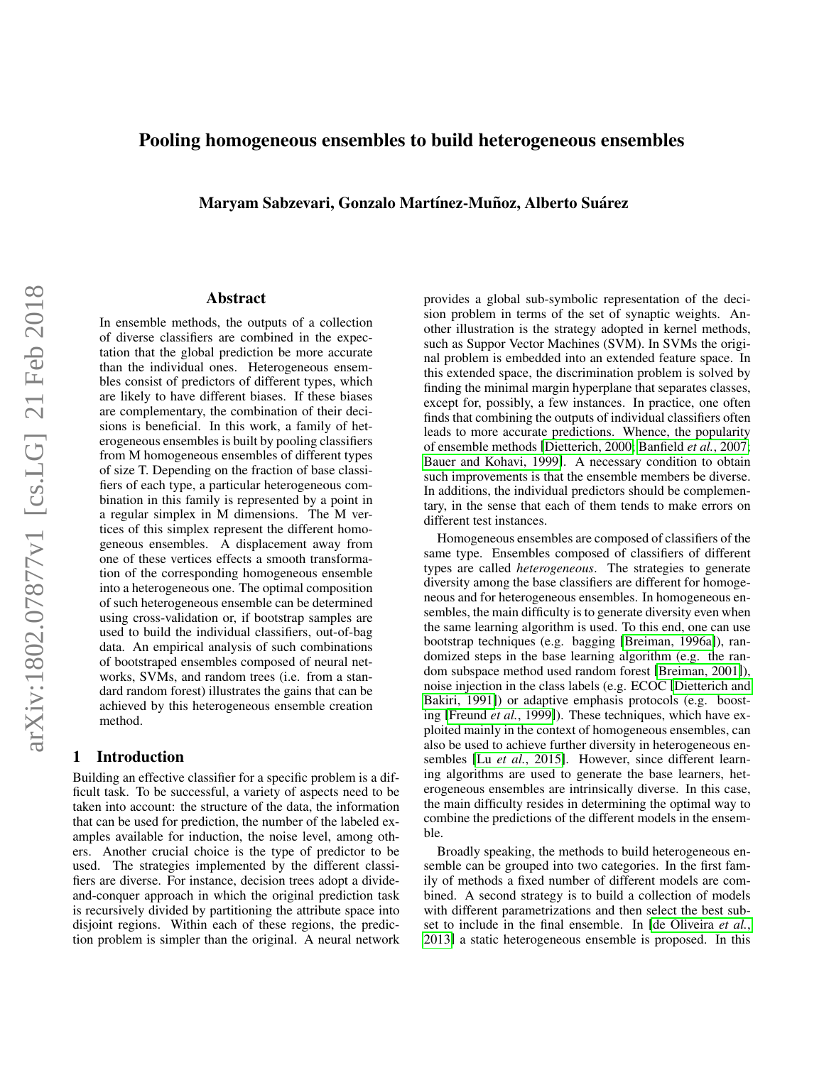# Pooling homogeneous ensembles to build heterogeneous ensembles

**Maryam Sabzevari, Gonzalo Martínez-Muñoz, Alberto Suárez**

## Abstract

In ensemble methods, the outputs of a collection of diverse classifiers are combined in the expectation that the global prediction be more accurate than the individual ones. Heterogeneous ensembles consist of predictors of different types, which are likely to have different biases. If these biases are complementary, the combination of their decisions is beneficial. In this work, a family of heterogeneous ensembles is built by pooling classifiers from M homogeneous ensembles of different types of size T. Depending on the fraction of base classifiers of each type, a particular heterogeneous combination in this family is represented by a point in a regular simplex in M dimensions. The M vertices of this simplex represent the different homogeneous ensembles. A displacement away from one of these vertices effects a smooth transformation of the corresponding homogeneous ensemble into a heterogeneous one. The optimal composition of such heterogeneous ensemble can be determined using cross-validation or, if bootstrap samples are used to build the individual classifiers, out-of-bag data. An empirical analysis of such combinations of bootstraped ensembles composed of neural networks, SVMs, and random trees (i.e. from a standard random forest) illustrates the gains that can be achieved by this heterogeneous ensemble creation method.

## 1 Introduction

Building an effective classifier for a specific problem is a difficult task. To be successful, a variety of aspects need to be taken into account: the structure of the data, the information that can be used for prediction, the number of the labeled examples available for induction, the noise level, among others. Another crucial choice is the type of predictor to be used. The strategies implemented by the different classifiers are diverse. For instance, decision trees adopt a divide-and-conquer approach in which the original prediction task is recursively divided by partitioning the attribute space into disjoint regions. Within each of these regions, the prediction problem is simpler than the original. A neural network provides a global sub-symbolic representation of the decision problem in terms of the set of synaptic weights. Another illustration is the strategy adopted in kernel methods, such as Suppor Vector Machines (SVM). In SVMs the original problem is embedded into an extended feature space. In this extended space, the discrimination problem is solved by finding the minimal margin hyperplane that separates classes, except for, possibly, a few instances. In practice, one often finds that combining the outputs of individual classifiers often leads to more accurate predictions. Whence, the popularity of ensemble methods [Dietterich, 2000; Banfield *et al.*, 2007; Bauer and Kohavi, 1999]. A necessary condition to obtain such improvements is that the ensemble members be diverse. In additions, the individual predictors should be complementary, in the sense that each of them tends to make errors on different test instances.

Homogeneous ensembles are composed of classifiers of the same type. Ensembles composed of classifiers of different types are called *heterogeneous*. The strategies to generate diversity among the base classifiers are different for homogeneous and for heterogeneous ensembles. In homogeneous ensembles, the main difficulty is to generate diversity even when the same learning algorithm is used. To this end, one can use bootstrap techniques (e.g. bagging [Breiman, 1996a]), randomized steps in the base learning algorithm (e.g. the random subspace method used random forest [Breiman, 2001]), noise injection in the class labels (e.g. ECOC [Dietterich and Bakiri, 1991]) or adaptive emphasis protocols (e.g. boosting [Freund *et al.*, 1999]). These techniques, which have exploited mainly in the context of homogeneous ensembles, can also be used to achieve further diversity in heterogeneous ensembles [Lu *et al.*, 2015]. However, since different learning algorithms are used to generate the base learners, heterogeneous ensembles are intrinsically diverse. In this case, the main difficulty resides in determining the optimal way to combine the predictions of the different models in the ensemble.

Broadly speaking, the methods to build heterogeneous ensemble can be grouped into two categories. In the first family of methods a fixed number of different models are combined. A second strategy is to build a collection of models with different parametrizations and then select the best subset to include in the final ensemble. In [de Oliveira *et al.*, 2013] a static heterogeneous ensemble is proposed. In this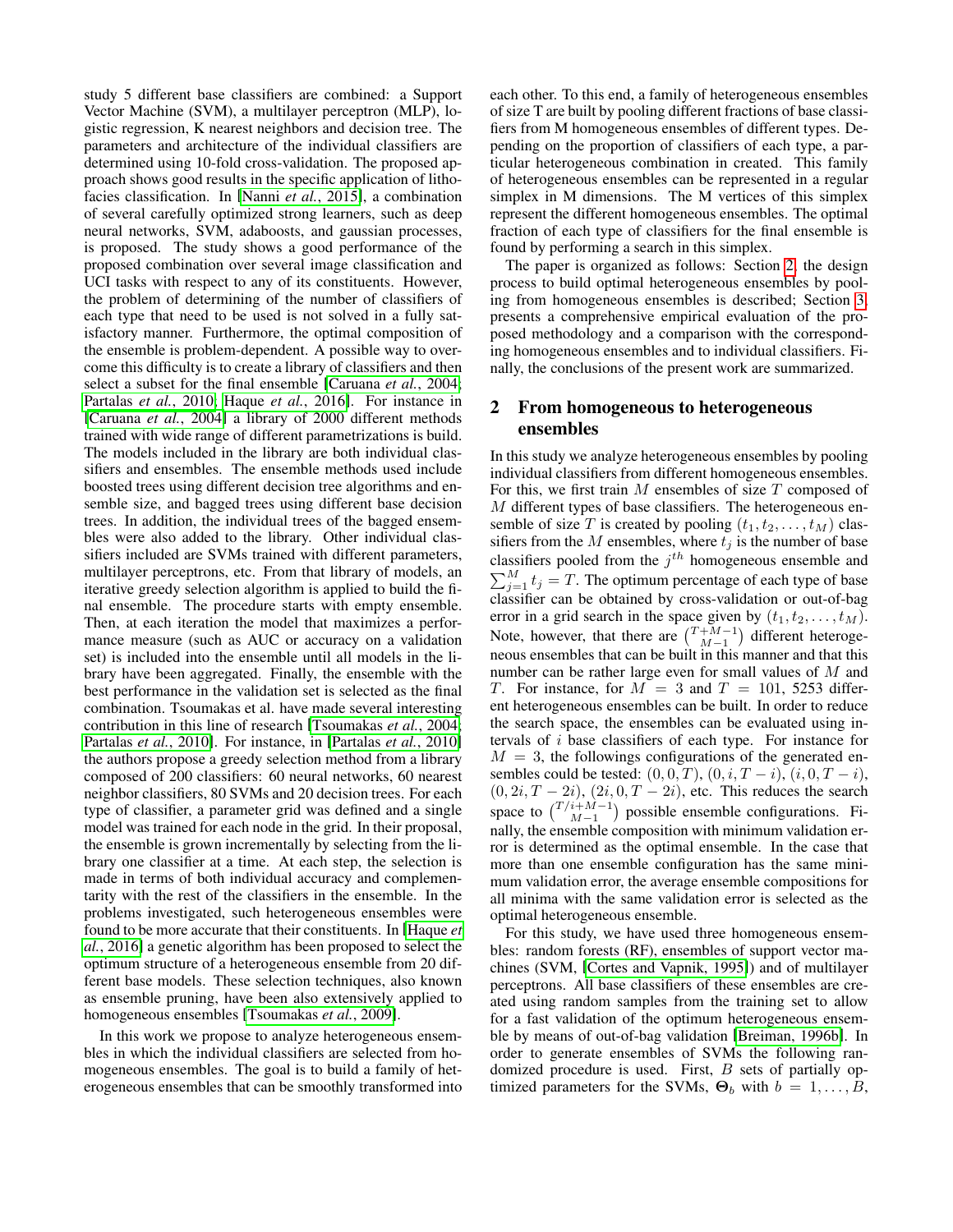study 5 different base classifiers are combined: a Support Vector Machine (SVM), a multilayer perceptron (MLP), logistic regression, K nearest neighbors and decision tree. The parameters and architecture of the individual classifiers are determined using 10-fold cross-validation. The proposed approach shows good results in the specific application of lithofacies classification. In [Nanni *et al.*, 2015], a combination of several carefully optimized strong learners, such as deep neural networks, SVM, adaboosts, and gaussian processes, is proposed. The study shows a good performance of the proposed combination over several image classification and UCI tasks with respect to any of its constituents. However, the problem of determining of the number of classifiers of each type that need to be used is not solved in a fully satisfactory manner. Furthermore, the optimal composition of the ensemble is problem-dependent. A possible way to overcome this difficulty is to create a library of classifiers and then select a subset for the final ensemble [Caruana *et al.*, 2004; Partalas *et al.*, 2010; Haque *et al.*, 2016]. For instance in [Caruana *et al.*, 2004] a library of 2000 different methods trained with wide range of different parametrizations is build. The models included in the library are both individual classifiers and ensembles. The ensemble methods used include boosted trees using different decision tree algorithms and ensemble size, and bagged trees using different base decision trees. In addition, the individual trees of the bagged ensembles were also added to the library. Other individual classifiers included are SVMs trained with different parameters, multilayer perceptrons, etc. From that library of models, an iterative greedy selection algorithm is applied to build the final ensemble. The procedure starts with empty ensemble. Then, at each iteration the model that maximizes a performance measure (such as AUC or accuracy on a validation set) is included into the ensemble until all models in the library have been aggregated. Finally, the ensemble with the best performance in the validation set is selected as the final combination. Tsoumakas et al. have made several interesting contribution in this line of research [Tsoumakas *et al.*, 2004; Partalas *et al.*, 2010]. For instance, in [Partalas *et al.*, 2010] the authors propose a greedy selection method from a library composed of 200 classifiers: 60 neural networks, 60 nearest neighbor classifiers, 80 SVMs and 20 decision trees. For each type of classifier, a parameter grid was defined and a single model was trained for each node in the grid. In their proposal, the ensemble is grown incrementally by selecting from the library one classifier at a time. At each step, the selection is made in terms of both individual accuracy and complementarity with the rest of the classifiers in the ensemble. In the problems investigated, such heterogeneous ensembles were found to be more accurate that their constituents. In [Haque *et al.*, 2016] a genetic algorithm has been proposed to select the optimum structure of a heterogeneous ensemble from 20 different base models. These selection techniques, also known as ensemble pruning, have been also extensively applied to homogeneous ensembles [Tsoumakas *et al.*, 2009].

In this work we propose to analyze heterogeneous ensembles in which the individual classifiers are selected from homogeneous ensembles. The goal is to build a family of heterogeneous ensembles that can be smoothly transformed into each other. To this end, a family of heterogeneous ensembles of size T are built by pooling different fractions of base classifiers from M homogeneous ensembles of different types. Depending on the proportion of classifiers of each type, a particular heterogeneous combination in created. This family of heterogeneous ensembles can be represented in a regular simplex in M dimensions. The M vertices of this simplex represent the different homogeneous ensembles. The optimal fraction of each type of classifiers for the final ensemble is found by performing a search in this simplex.

The paper is organized as follows: Section 2, the design process to build optimal heterogeneous ensembles by pooling from homogeneous ensembles is described; Section 3, presents a comprehensive empirical evaluation of the proposed methodology and a comparison with the corresponding homogeneous ensembles and to individual classifiers. Finally, the conclusions of the present work are summarized.

## 2 From homogeneous to heterogeneous ensembles

In this study we analyze heterogeneous ensembles by pooling individual classifiers from different homogeneous ensembles. For this, we first train $M$ ensembles of size $T$ composed of $M$ different types of base classifiers. The heterogeneous ensemble of size $T$ is created by pooling $(t_1, t_2, \ldots, t_M)$ classifiers from the $M$ ensembles, where $t_j$ is the number of base classifiers pooled from the $j^{th}$ homogeneous ensemble and $\sum_{j=1}^{M} t_j = T$. The optimum percentage of each type of base classifier can be obtained by cross-validation or out-of-bag error in a grid search in the space given by $(t_1, t_2, \ldots, t_M)$. Note, however, that there are $\binom{T+M-1}{M-1}$ different heterogeneous ensembles that can be built in this manner and that this number can be rather large even for small values of $M$ and $T$. For instance, for $M = 3$ and $T = 101$, 5253 different heterogeneous ensembles can be built. In order to reduce the search space, the ensembles can be evaluated using intervals of $i$ base classifiers of each type. For instance for $M = 3$, the followings configurations of the generated ensembles could be tested: $(0, 0, T)$, $(0, i, T-i)$, $(i, 0, T-i)$, $(0, 2i, T-2i)$, $(2i, 0, T-2i)$, etc. This reduces the search space to $\binom{T/i+M-1}{M-1}$ possible ensemble configurations. Finally, the ensemble composition with minimum validation error is determined as the optimal ensemble. In the case that more than one ensemble configuration has the same minimum validation error, the average ensemble compositions for all minima with the same validation error is selected as the optimal heterogeneous ensemble.

For this study, we have used three homogeneous ensembles: random forests (RF), ensembles of support vector machines (SVM, [Cortes and Vapnik, 1995]) and of multilayer perceptrons. All base classifiers of these ensembles are created using random samples from the training set to allow for a fast validation of the optimum heterogeneous ensemble by means of out-of-bag validation [Breiman, 1996b]. In order to generate ensembles of SVMs the following randomized procedure is used. First, $B$ sets of partially optimized parameters for the SVMs, $\Theta_b$ with $b = 1, \ldots, B$,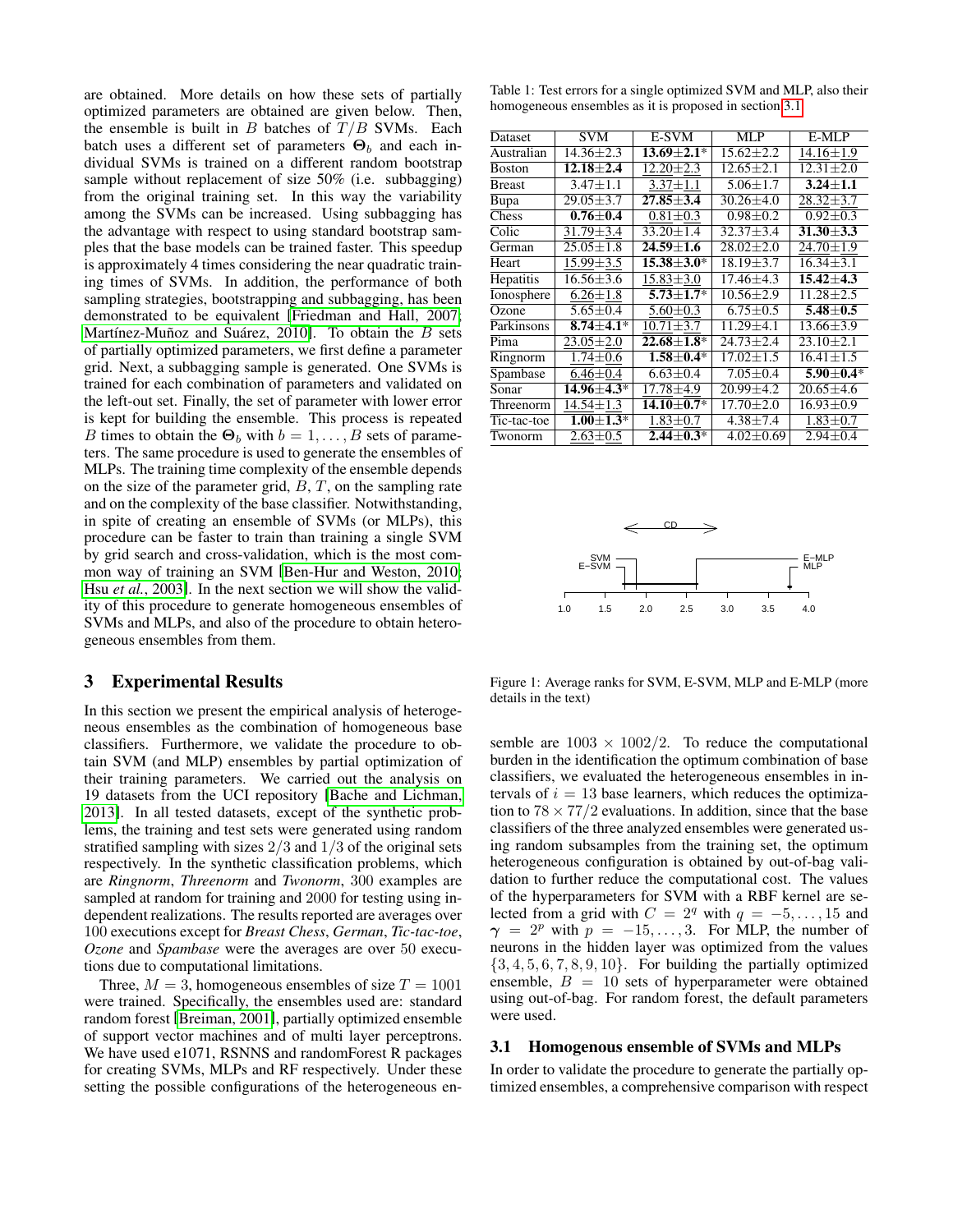are obtained. More details on how these sets of partially optimized parameters are obtained are given below. Then, the ensemble is built in $B$ batches of $T/B$ SVMs. Each batch uses a different set of parameters $\mathbf{\Theta}_b$ and each individual SVMs is trained on a different random bootstrap sample without replacement of size 50% (i.e. subbagging) from the original training set. In this way the variability among the SVMs can be increased. Using subbagging has the advantage with respect to using standard bootstrap samples that the base models can be trained faster. This speedup is approximately 4 times considering the near quadratic training times of SVMs. In addition, the performance of both sampling strategies, bootstrapping and subbagging, has been demonstrated to be equivalent [Friedman and Hall, 2007; Martínez-Muñoz and Suárez, 2010]. To obtain the $B$ sets of partially optimized parameters, we first define a parameter grid. Next, a subbagging sample is generated. One SVMs is trained for each combination of parameters and validated on the left-out set. Finally, the set of parameter with lower error is kept for building the ensemble. This process is repeated $B$ times to obtain the $\mathbf{\Theta}_b$ with $b = 1, \ldots, B$ sets of parameters. The same procedure is used to generate the ensembles of MLPs. The training time complexity of the ensemble depends on the size of the parameter grid, $B$, $T$, on the sampling rate and on the complexity of the base classifier. Notwithstanding, in spite of creating an ensemble of SVMs (or MLPs), this procedure can be faster to train than training a single SVM by grid search and cross-validation, which is the most common way of training an SVM [Ben-Hur and Weston, 2010; Hsu *et al.*, 2003]. In the next section we will show the validity of this procedure to generate homogeneous ensembles of SVMs and MLPs, and also of the procedure to obtain heterogeneous ensembles from them.

## 3 Experimental Results

In this section we present the empirical analysis of heterogeneous ensembles as the combination of homogeneous base classifiers. Furthermore, we validate the procedure to obtain SVM (and MLP) ensembles by partial optimization of their training parameters. We carried out the analysis on 19 datasets from the UCI repository [Bache and Lichman, 2013]. In all tested datasets, except of the synthetic problems, the training and test sets were generated using random stratified sampling with sizes $2/3$ and $1/3$ of the original sets respectively. In the synthetic classification problems, which are *Ringnorm*, *Threenorm* and *Twonorm*, 300 examples are sampled at random for training and 2000 for testing using independent realizations. The results reported are averages over 100 executions except for *Breast Chess*, *German*, *Tic-tac-toe*, *Ozone* and *Spambase* were the averages are over 50 executions due to computational limitations.

Three, $M = 3$, homogeneous ensembles of size $T = 1001$ were trained. Specifically, the ensembles used are: standard random forest [Breiman, 2001], partially optimized ensemble of support vector machines and of multi layer perceptrons. We have used e1071, RSNNS and randomForest R packages for creating SVMs, MLPs and RF respectively. Under these setting the possible configurations of the heterogeneous ensemble are $1003 \times 1002/2$. To reduce the computational burden in the identification the optimum combination of base classifiers, we evaluated the heterogeneous ensembles in intervals of $i = 13$ base learners, which reduces the optimization to $78 \times 77/2$ evaluations. In addition, since that the base classifiers of the three analyzed ensembles were generated using random subsamples from the training set, the optimum heterogeneous configuration is obtained by out-of-bag validation to further reduce the computational cost. The values of the hyperparameters for SVM with a RBF kernel are selected from a grid with $C = 2^q$ with $q = -5, \ldots, 15$ and $\gamma = 2^p$ with $p = -15, \ldots, 3$. For MLP, the number of neurons in the hidden layer was optimized from the values $\{3, 4, 5, 6, 7, 8, 9, 10\}$. For building the partially optimized ensemble, $B = 10$ sets of hyperparameter were obtained using out-of-bag. For random forest, the default parameters were used.

Table 1: Test errors for a single optimized SVM and MLP, also their homogeneous ensembles as it is proposed in section 3.1

| Dataset | SVM | E-SVM | MLP | E-MLP |
|---|---|---|---|---|
| Australian | 14.36±2.3 | **13.69±2.1**\* | 15.62±2.2 | 14.16±1.9 |
| Boston | **12.18±2.4** | 12.20±2.3 | 12.65±2.1 | 12.31±2.0 |
| Breast | 3.47±1.1 | 3.37±1.1 | 5.06±1.7 | **3.24±1.1** |
| Bupa | 29.05±3.7 | **27.85±3.4** | 30.26±4.0 | 28.32±3.7 |
| Chess | **0.76±0.4** | 0.81±0.3 | 0.98±0.2 | 0.92±0.3 |
| Colic | 31.79±3.4 | 33.20±1.4 | 32.37±3.4 | **31.30±3.3** |
| German | 25.05±1.8 | **24.59±1.6** | 28.02±2.0 | 24.70±1.9 |
| Heart | 15.99±3.5 | **15.38±3.0**\* | 18.19±3.7 | 16.34±3.1 |
| Hepatitis | 16.56±3.6 | 15.83±3.0 | 17.46±4.3 | **15.42±4.3** |
| Ionosphere | 6.26±1.8 | **5.73±1.7**\* | 10.56±2.9 | 11.28±2.5 |
| Ozone | 5.65±0.4 | 5.60±0.3 | 6.75±0.5 | **5.48±0.5** |
| Parkinsons | **8.74±4.1**\* | 10.71±3.7 | 11.29±4.1 | 13.66±3.9 |
| Pima | 23.05±2.0 | **22.68±1.8**\* | 24.73±2.4 | 23.10±2.1 |
| Ringnorm | 1.74±0.6 | **1.58±0.4**\* | 17.02±1.5 | 16.41±1.5 |
| Spambase | 6.46±0.4 | 6.63±0.4 | 7.05±0.4 | **5.90±0.4**\* |
| Sonar | **14.96±4.3**\* | 17.78±4.9 | 20.99±4.2 | 20.65±4.6 |
| Threenorm | 14.54±1.3 | **14.10±0.7**\* | 17.70±2.0 | 16.93±0.9 |
| Tic-tac-toe | **1.00±1.3**\* | 1.83±0.7 | 4.38±7.4 | 1.83±0.7 |
| Twonorm | 2.63±0.5 | **2.44±0.3**\* | 4.02±0.69 | 2.94±0.4 |

Figure 1: Average ranks for SVM, E-SVM, MLP and E-MLP (more details in the text)

### 3.1 Homogenous ensemble of SVMs and MLPs

In order to validate the procedure to generate the partially optimized ensembles, a comprehensive comparison with respect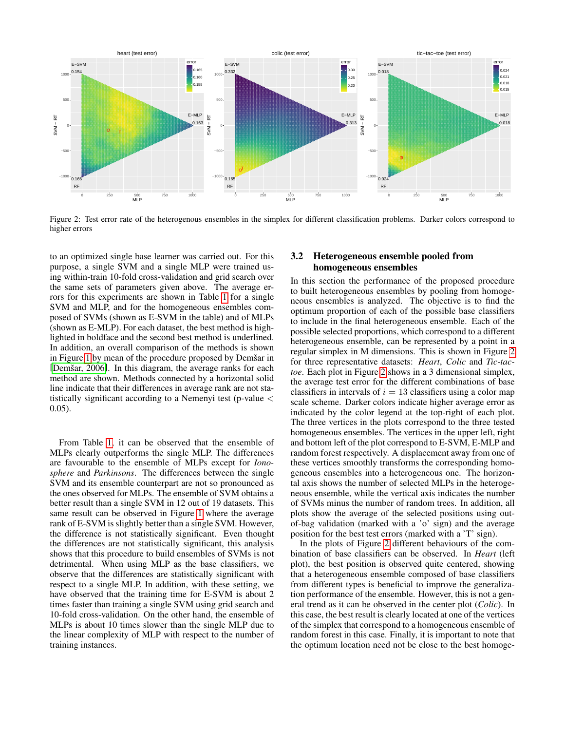Figure 2: Test error rate of the heterogenous ensembles in the simplex for different classification problems. Darker colors correspond to higher errors

to an optimized single base learner was carried out. For this purpose, a single SVM and a single MLP were trained using within-train 10-fold cross-validation and grid search over the same sets of parameters given above. The average errors for this experiments are shown in Table 1 for a single SVM and MLP, and for the homogeneous ensembles composed of SVMs (shown as E-SVM in the table) and of MLPs (shown as E-MLP). For each dataset, the best method is highlighted in boldface and the second best method is underlined. In addition, an overall comparison of the methods is shown in Figure 1 by mean of the procedure proposed by Demšar in [Demšar, 2006]. In this diagram, the average ranks for each method are shown. Methods connected by a horizontal solid line indicate that their differences in average rank are not statistically significant according to a Nemenyi test (p-value $< 0.05$).

From Table 1, it can be observed that the ensemble of MLPs clearly outperforms the single MLP. The differences are favourable to the ensemble of MLPs except for *Ionosphere* and *Parkinsons*. The differences between the single SVM and its ensemble counterpart are not so pronounced as the ones observed for MLPs. The ensemble of SVM obtains a better result than a single SVM in 12 out of 19 datasets. This same result can be observed in Figure 1 where the average rank of E-SVM is slightly better than a single SVM. However, the difference is not statistically significant. Even thought the differences are not statistically significant, this analysis shows that this procedure to build ensembles of SVMs is not detrimental. When using MLP as the base classifiers, we observe that the differences are statistically significant with respect to a single MLP. In addition, with these setting, we have observed that the training time for E-SVM is about 2 times faster than training a single SVM using grid search and 10-fold cross-validation. On the other hand, the ensemble of MLPs is about 10 times slower than the single MLP due to the linear complexity of MLP with respect to the number of training instances.

## 3.2 Heterogeneous ensemble pooled from homogeneous ensembles

In this section the performance of the proposed procedure to built heterogeneous ensembles by pooling from homogeneous ensembles is analyzed. The objective is to find the optimum proportion of each of the possible base classifiers to include in the final heterogeneous ensemble. Each of the possible selected proportions, which correspond to a different heterogeneous ensemble, can be represented by a point in a regular simplex in M dimensions. This is shown in Figure 2 for three representative datasets: *Heart*, *Colic* and *Tic-tac-toe*. Each plot in Figure 2 shows in a 3 dimensional simplex, the average test error for the different combinations of base classifiers in intervals of $i = 13$ classifiers using a color map scale scheme. Darker colors indicate higher average error as indicated by the color legend at the top-right of each plot. The three vertices in the plots correspond to the three tested homogeneous ensembles. The vertices in the upper left, right and bottom left of the plot correspond to E-SVM, E-MLP and random forest respectively. A displacement away from one of these vertices smoothly transforms the corresponding homogeneous ensembles into a heterogeneous one. The horizontal axis shows the number of selected MLPs in the heterogeneous ensemble, while the vertical axis indicates the number of SVMs minus the number of random trees. In addition, all plots show the average of the selected positions using out-of-bag validation (marked with a 'o' sign) and the average position for the best test errors (marked with a 'T' sign).

In the plots of Figure 2 different behaviours of the combination of base classifiers can be observed. In *Heart* (left plot), the best position is observed quite centered, showing that a heterogeneous ensemble composed of base classifiers from different types is beneficial to improve the generalization performance of the ensemble. However, this is not a general trend as it can be observed in the center plot (*Colic*). In this case, the best result is clearly located at one of the vertices of the simplex that correspond to a homogeneous ensemble of random forest in this case. Finally, it is important to note that the optimum location need not be close to the best homoge-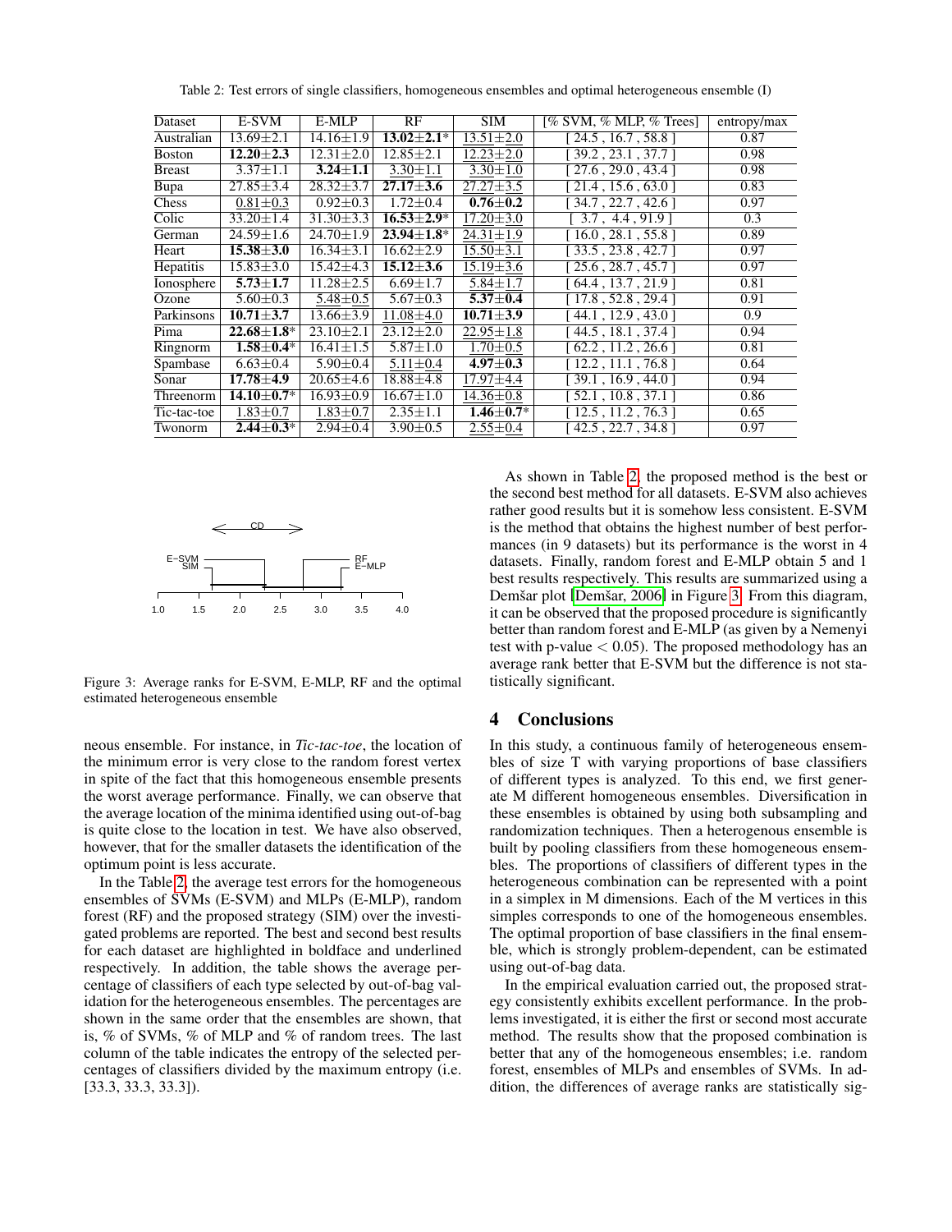Table 2: Test errors of single classifiers, homogeneous ensembles and optimal heterogeneous ensemble (I)

| Dataset | E-SVM | E-MLP | RF | SIM | [% SVM, % MLP, % Trees] | entropy/max |
|---|---|---|---|---|---|---|
| Australian | 13.69±2.1 | 14.16±1.9 | **13.02±2.1*** | 13.51±2.0 | [ 24.5 , 16.7 , 58.8 ] | 0.87 |
| Boston | **12.20±2.3** | 12.31±2.0 | 12.85±2.1 | 12.23±2.0 | [ 39.2 , 23.1 , 37.7 ] | 0.98 |
| Breast | 3.37±1.1 | **3.24±1.1** | 3.30±1.1 | 3.30±1.0 | [ 27.6 , 29.0 , 43.4 ] | 0.98 |
| Bupa | 27.85±3.4 | 28.32±3.7 | **27.17±3.6** | 27.27±3.5 | [ 21.4 , 15.6 , 63.0 ] | 0.83 |
| Chess | 0.81±0.3 | 0.92±0.3 | 1.72±0.4 | **0.76±0.2** | [ 34.7 , 22.7 , 42.6 ] | 0.97 |
| Colic | 33.20±1.4 | 31.30±3.3 | **16.53±2.9*** | 17.20±3.0 | [ 3.7 , 4.4 , 91.9 ] | 0.3 |
| German | 24.59±1.6 | 24.70±1.9 | **23.94±1.8*** | 24.31±1.9 | [ 16.0 , 28.1 , 55.8 ] | 0.89 |
| Heart | **15.38±3.0** | 16.34±3.1 | 16.62±2.9 | 15.50±3.1 | [ 33.5 , 23.8 , 42.7 ] | 0.97 |
| Hepatitis | 15.83±3.0 | 15.42±4.3 | **15.12±3.6** | 15.19±3.6 | [ 25.6 , 28.7 , 45.7 ] | 0.97 |
| Ionosphere | **5.73±1.7** | 11.28±2.5 | 6.69±1.7 | 5.84±1.7 | [ 64.4 , 13.7 , 21.9 ] | 0.81 |
| Ozone | 5.60±0.3 | 5.48±0.5 | 5.67±0.3 | **5.37±0.4** | [ 17.8 , 52.8 , 29.4 ] | 0.91 |
| Parkinsons | **10.71±3.7** | 13.66±3.9 | 11.08±4.0 | **10.71±3.9** | [ 44.1 , 12.9 , 43.0 ] | 0.9 |
| Pima | **22.68±1.8*** | 23.10±2.1 | 23.12±2.0 | 22.95±1.8 | [ 44.5 , 18.1 , 37.4 ] | 0.94 |
| Ringnorm | **1.58±0.4*** | 16.41±1.5 | 5.87±1.0 | 1.70±0.5 | [ 62.2 , 11.2 , 26.6 ] | 0.81 |
| Spambase | 6.63±0.4 | 5.90±0.4 | 5.11±0.4 | **4.97±0.3** | [ 12.2 , 11.1 , 76.8 ] | 0.64 |
| Sonar | **17.78±4.9** | 20.65±4.6 | 18.88±4.8 | 17.97±4.4 | [ 39.1 , 16.9 , 44.0 ] | 0.94 |
| Threenorm | **14.10±0.7*** | 16.93±0.9 | 16.67±1.0 | 14.36±0.8 | [ 52.1 , 10.8 , 37.1 ] | 0.86 |
| Tic-tac-toe | 1.83±0.7 | 1.83±0.7 | 2.35±1.1 | **1.46±0.7*** | [ 12.5 , 11.2 , 76.3 ] | 0.65 |
| Twonorm | **2.44±0.3*** | 2.94±0.4 | 3.90±0.5 | 2.55±0.4 | [ 42.5 , 22.7 , 34.8 ] | 0.97 |

Figure 3: Average ranks for E-SVM, E-MLP, RF and the optimal estimated heterogeneous ensemble

neous ensemble. For instance, in *Tic-tac-toe*, the location of the minimum error is very close to the random forest vertex in spite of the fact that this homogeneous ensemble presents the worst average performance. Finally, we can observe that the average location of the minima identified using out-of-bag is quite close to the location in test. We have also observed, however, that for the smaller datasets the identification of the optimum point is less accurate.

In the Table 2, the average test errors for the homogeneous ensembles of SVMs (E-SVM) and MLPs (E-MLP), random forest (RF) and the proposed strategy (SIM) over the investigated problems are reported. The best and second best results for each dataset are highlighted in boldface and underlined respectively. In addition, the table shows the average percentage of classifiers of each type selected by out-of-bag validation for the heterogeneous ensembles. The percentages are shown in the same order that the ensembles are shown, that is, % of SVMs, % of MLP and % of random trees. The last column of the table indicates the entropy of the selected percentages of classifiers divided by the maximum entropy (i.e. [33.3, 33.3, 33.3]).

As shown in Table 2, the proposed method is the best or the second best method for all datasets. E-SVM also achieves rather good results but it is somehow less consistent. E-SVM is the method that obtains the highest number of best performances (in 9 datasets) but its performance is the worst in 4 datasets. Finally, random forest and E-MLP obtain 5 and 1 best results respectively. This results are summarized using a Demšar plot [Demšar, 2006] in Figure 3. From this diagram, it can be observed that the proposed procedure is significantly better than random forest and E-MLP (as given by a Nemenyi test with p-value $< 0.05$). The proposed methodology has an average rank better that E-SVM but the difference is not statistically significant.

## 4 Conclusions

In this study, a continuous family of heterogeneous ensembles of size T with varying proportions of base classifiers of different types is analyzed. To this end, we first generate M different homogeneous ensembles. Diversification in these ensembles is obtained by using both subsampling and randomization techniques. Then a heterogenous ensemble is built by pooling classifiers from these homogeneous ensembles. The proportions of classifiers of different types in the heterogeneous combination can be represented with a point in a simplex in M dimensions. Each of the M vertices in this simples corresponds to one of the homogeneous ensembles. The optimal proportion of base classifiers in the final ensemble, which is strongly problem-dependent, can be estimated using out-of-bag data.

In the empirical evaluation carried out, the proposed strategy consistently exhibits excellent performance. In the problems investigated, it is either the first or second most accurate method. The results show that the proposed combination is better that any of the homogeneous ensembles; i.e. random forest, ensembles of MLPs and ensembles of SVMs. In addition, the differences of average ranks are statistically sig-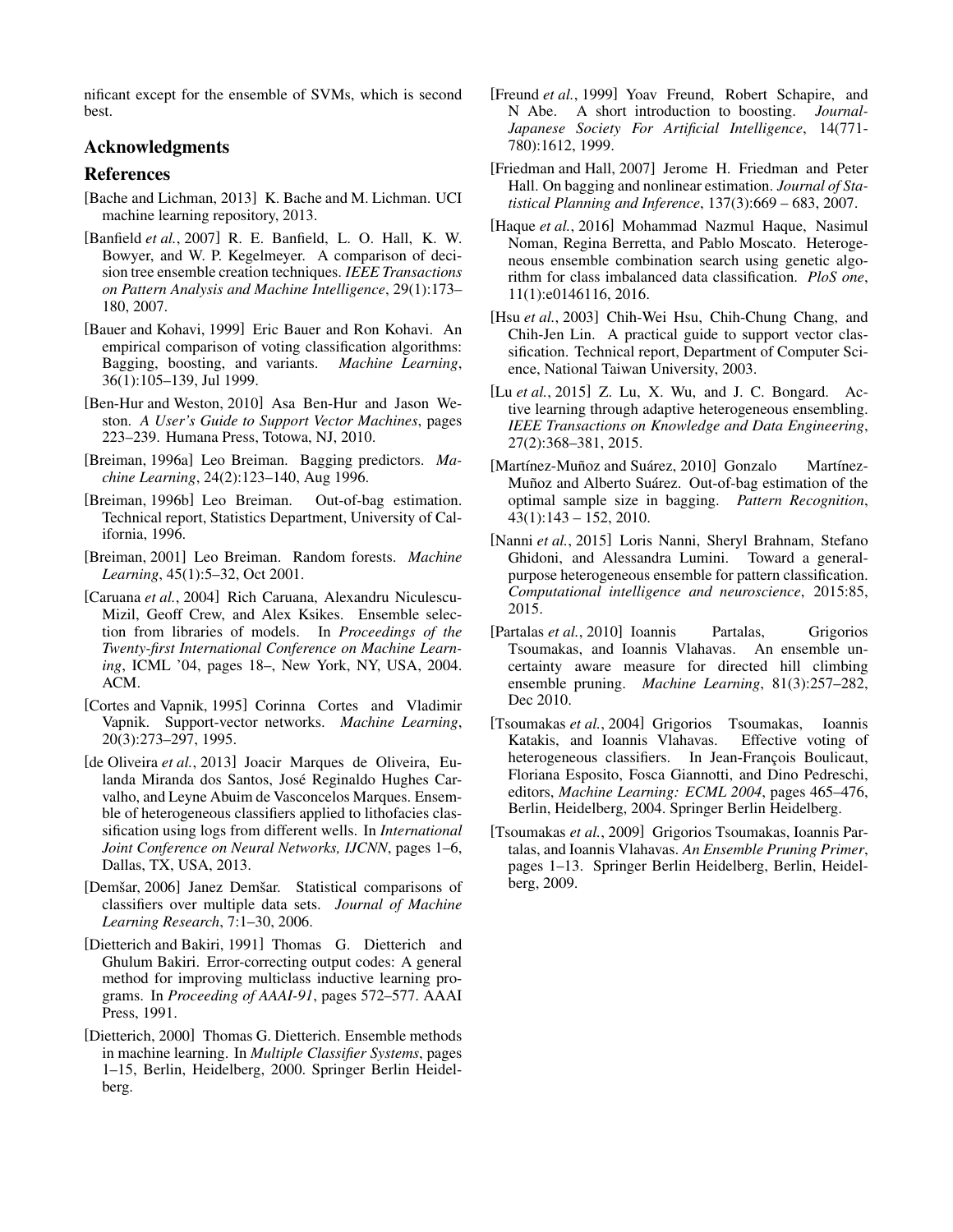nificant except for the ensemble of SVMs, which is second best.

## Acknowledgments

## References

[Bache and Lichman, 2013] K. Bache and M. Lichman. UCI machine learning repository, 2013.

[Banfield *et al.*, 2007] R. E. Banfield, L. O. Hall, K. W. Bowyer, and W. P. Kegelmeyer. A comparison of decision tree ensemble creation techniques. *IEEE Transactions on Pattern Analysis and Machine Intelligence*, 29(1):173–180, 2007.

[Bauer and Kohavi, 1999] Eric Bauer and Ron Kohavi. An empirical comparison of voting classification algorithms: Bagging, boosting, and variants. *Machine Learning*, 36(1):105–139, Jul 1999.

[Ben-Hur and Weston, 2010] Asa Ben-Hur and Jason Weston. *A User's Guide to Support Vector Machines*, pages 223–239. Humana Press, Totowa, NJ, 2010.

[Breiman, 1996a] Leo Breiman. Bagging predictors. *Machine Learning*, 24(2):123–140, Aug 1996.

[Breiman, 1996b] Leo Breiman. Out-of-bag estimation. Technical report, Statistics Department, University of California, 1996.

[Breiman, 2001] Leo Breiman. Random forests. *Machine Learning*, 45(1):5–32, Oct 2001.

[Caruana *et al.*, 2004] Rich Caruana, Alexandru Niculescu-Mizil, Geoff Crew, and Alex Ksikes. Ensemble selection from libraries of models. In *Proceedings of the Twenty-first International Conference on Machine Learning*, ICML '04, pages 18–, New York, NY, USA, 2004. ACM.

[Cortes and Vapnik, 1995] Corinna Cortes and Vladimir Vapnik. Support-vector networks. *Machine Learning*, 20(3):273–297, 1995.

[de Oliveira *et al.*, 2013] Joacir Marques de Oliveira, Eulanda Miranda dos Santos, José Reginaldo Hughes Carvalho, and Leyne Abuim de Vasconcelos Marques. Ensemble of heterogeneous classifiers applied to lithofacies classification using logs from different wells. In *International Joint Conference on Neural Networks, IJCNN*, pages 1–6, Dallas, TX, USA, 2013.

[Demšar, 2006] Janez Demšar. Statistical comparisons of classifiers over multiple data sets. *Journal of Machine Learning Research*, 7:1–30, 2006.

[Dietterich and Bakiri, 1991] Thomas G. Dietterich and Ghulum Bakiri. Error-correcting output codes: A general method for improving multiclass inductive learning programs. In *Proceeding of AAAI-91*, pages 572–577. AAAI Press, 1991.

[Dietterich, 2000] Thomas G. Dietterich. Ensemble methods in machine learning. In *Multiple Classifier Systems*, pages 1–15, Berlin, Heidelberg, 2000. Springer Berlin Heidelberg.

[Freund *et al.*, 1999] Yoav Freund, Robert Schapire, and N Abe. A short introduction to boosting. *Journal-Japanese Society For Artificial Intelligence*, 14(771-780):1612, 1999.

[Friedman and Hall, 2007] Jerome H. Friedman and Peter Hall. On bagging and nonlinear estimation. *Journal of Statistical Planning and Inference*, 137(3):669 – 683, 2007.

[Haque *et al.*, 2016] Mohammad Nazmul Haque, Nasimul Noman, Regina Berretta, and Pablo Moscato. Heterogeneous ensemble combination search using genetic algorithm for class imbalanced data classification. *PloS one*, 11(1):e0146116, 2016.

[Hsu *et al.*, 2003] Chih-Wei Hsu, Chih-Chung Chang, and Chih-Jen Lin. A practical guide to support vector classification. Technical report, Department of Computer Science, National Taiwan University, 2003.

[Lu *et al.*, 2015] Z. Lu, X. Wu, and J. C. Bongard. Active learning through adaptive heterogeneous ensembling. *IEEE Transactions on Knowledge and Data Engineering*, 27(2):368–381, 2015.

[Martínez-Muñoz and Suárez, 2010] Gonzalo Martínez-Muñoz and Alberto Suárez. Out-of-bag estimation of the optimal sample size in bagging. *Pattern Recognition*, 43(1):143 – 152, 2010.

[Nanni *et al.*, 2015] Loris Nanni, Sheryl Brahnam, Stefano Ghidoni, and Alessandra Lumini. Toward a general-purpose heterogeneous ensemble for pattern classification. *Computational intelligence and neuroscience*, 2015:85, 2015.

[Partalas *et al.*, 2010] Ioannis Partalas, Grigorios Tsoumakas, and Ioannis Vlahavas. An ensemble uncertainty aware measure for directed hill climbing ensemble pruning. *Machine Learning*, 81(3):257–282, Dec 2010.

[Tsoumakas *et al.*, 2004] Grigorios Tsoumakas, Ioannis Katakis, and Ioannis Vlahavas. Effective voting of heterogeneous classifiers. In Jean-François Boulicaut, Floriana Esposito, Fosca Giannotti, and Dino Pedreschi, editors, *Machine Learning: ECML 2004*, pages 465–476, Berlin, Heidelberg, 2004. Springer Berlin Heidelberg.

[Tsoumakas *et al.*, 2009] Grigorios Tsoumakas, Ioannis Partalas, and Ioannis Vlahavas. *An Ensemble Pruning Primer*, pages 1–13. Springer Berlin Heidelberg, Berlin, Heidelberg, 2009.